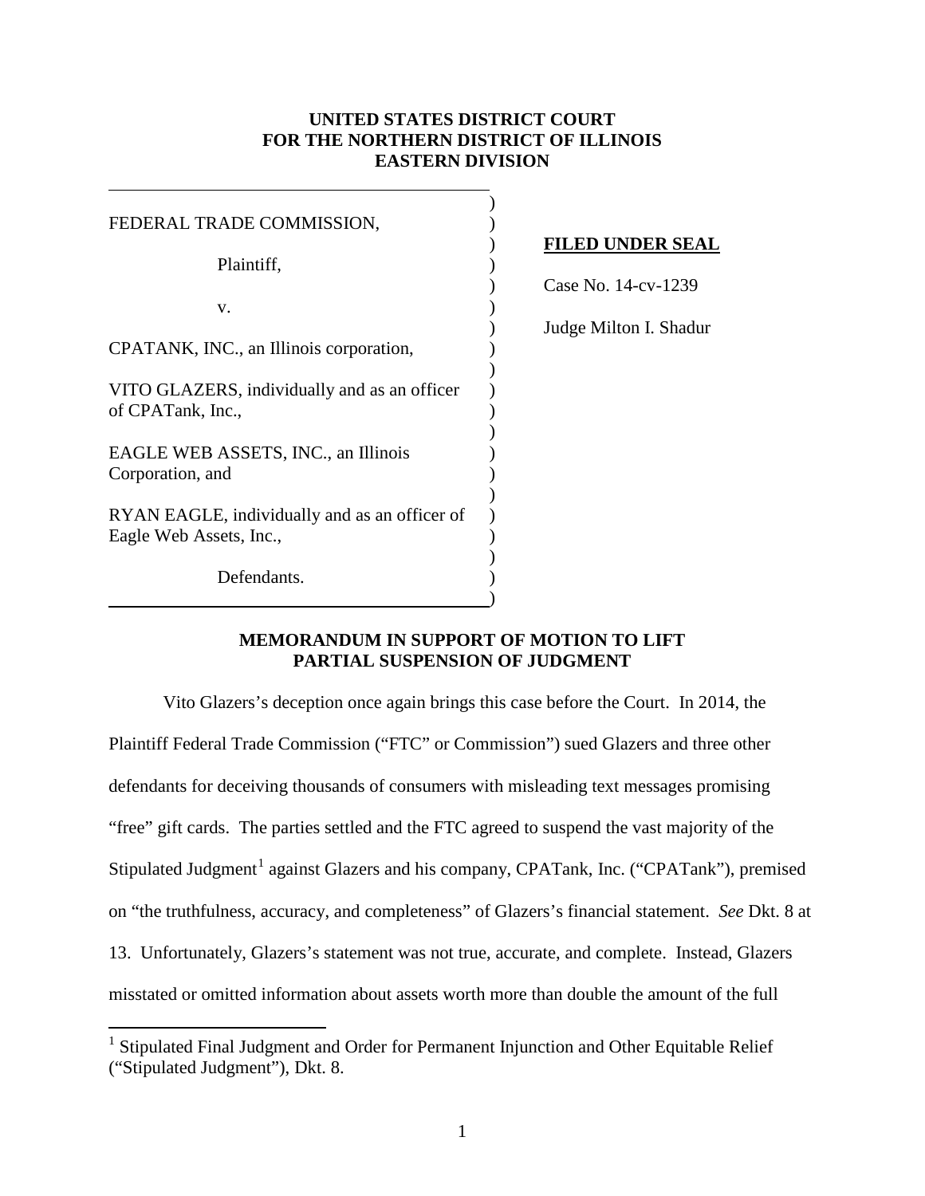**UNITED STATES DISTRICT COURT**
**FOR THE NORTHERN DISTRICT OF ILLINOIS**
**EASTERN DIVISION**

| | |
|---|---|
| FEDERAL TRADE COMMISSION,<br><br>Plaintiff,<br><br>v.<br><br>CPATANK, INC., an Illinois corporation,<br><br>VITO GLAZERS, individually and as an officer of CPATank, Inc.,<br><br>EAGLE WEB ASSETS, INC., an Illinois Corporation, and<br><br>RYAN EAGLE, individually and as an officer of Eagle Web Assets, Inc.,<br><br>Defendants. | **FILED UNDER SEAL**<br><br>Case No. 14-cv-1239<br><br>Judge Milton I. Shadur |

**MEMORANDUM IN SUPPORT OF MOTION TO LIFT PARTIAL SUSPENSION OF JUDGMENT**

Vito Glazers's deception once again brings this case before the Court. In 2014, the Plaintiff Federal Trade Commission ("FTC" or Commission") sued Glazers and three other defendants for deceiving thousands of consumers with misleading text messages promising "free" gift cards. The parties settled and the FTC agreed to suspend the vast majority of the Stipulated Judgment[1] against Glazers and his company, CPATank, Inc. ("CPATank"), premised on "the truthfulness, accuracy, and completeness" of Glazers's financial statement. *See* Dkt. 8 at 13. Unfortunately, Glazers's statement was not true, accurate, and complete. Instead, Glazers misstated or omitted information about assets worth more than double the amount of the full

[1] Stipulated Final Judgment and Order for Permanent Injunction and Other Equitable Relief ("Stipulated Judgment"), Dkt. 8.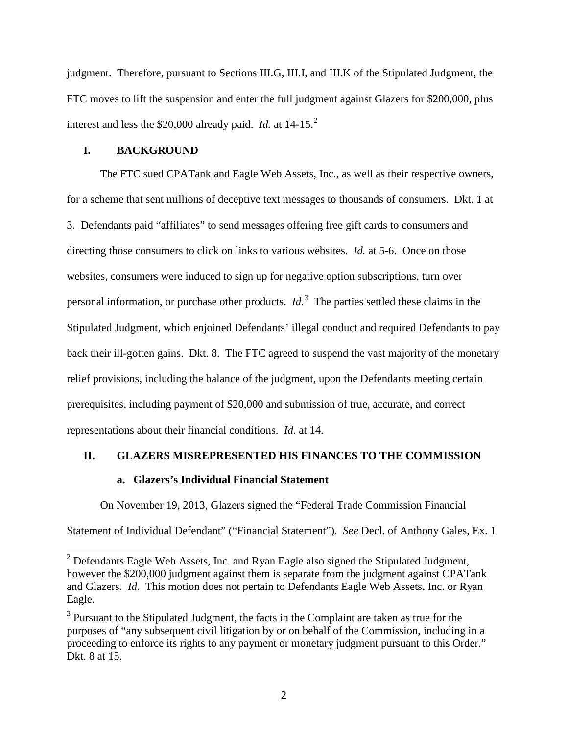judgment. Therefore, pursuant to Sections III.G, III.I, and III.K of the Stipulated Judgment, the FTC moves to lift the suspension and enter the full judgment against Glazers for $200,000, plus interest and less the $20,000 already paid. *Id.* at 14-15.[2]

## I. BACKGROUND

The FTC sued CPATank and Eagle Web Assets, Inc., as well as their respective owners, for a scheme that sent millions of deceptive text messages to thousands of consumers. Dkt. 1 at 3. Defendants paid "affiliates" to send messages offering free gift cards to consumers and directing those consumers to click on links to various websites. *Id.* at 5-6. Once on those websites, consumers were induced to sign up for negative option subscriptions, turn over personal information, or purchase other products. *Id.*[3] The parties settled these claims in the Stipulated Judgment, which enjoined Defendants' illegal conduct and required Defendants to pay back their ill-gotten gains. Dkt. 8. The FTC agreed to suspend the vast majority of the monetary relief provisions, including the balance of the judgment, upon the Defendants meeting certain prerequisites, including payment of $20,000 and submission of true, accurate, and correct representations about their financial conditions. *Id*. at 14.

## II. GLAZERS MISREPRESENTED HIS FINANCES TO THE COMMISSION

### a. Glazers's Individual Financial Statement

On November 19, 2013, Glazers signed the "Federal Trade Commission Financial Statement of Individual Defendant" ("Financial Statement"). *See* Decl. of Anthony Gales, Ex. 1

---

[2] Defendants Eagle Web Assets, Inc. and Ryan Eagle also signed the Stipulated Judgment, however the $200,000 judgment against them is separate from the judgment against CPATank and Glazers. *Id.* This motion does not pertain to Defendants Eagle Web Assets, Inc. or Ryan Eagle.

[3] Pursuant to the Stipulated Judgment, the facts in the Complaint are taken as true for the purposes of "any subsequent civil litigation by or on behalf of the Commission, including in a proceeding to enforce its rights to any payment or monetary judgment pursuant to this Order." Dkt. 8 at 15.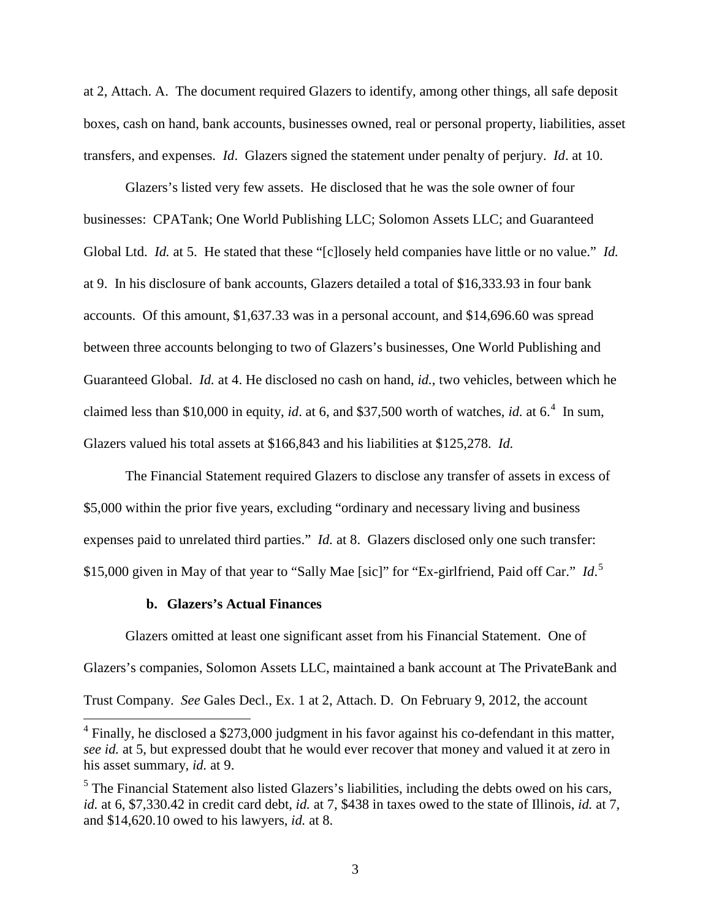at 2, Attach. A. The document required Glazers to identify, among other things, all safe deposit boxes, cash on hand, bank accounts, businesses owned, real or personal property, liabilities, asset transfers, and expenses. *Id*. Glazers signed the statement under penalty of perjury. *Id*. at 10.

Glazers's listed very few assets. He disclosed that he was the sole owner of four businesses: CPATank; One World Publishing LLC; Solomon Assets LLC; and Guaranteed Global Ltd. *Id.* at 5. He stated that these "[c]losely held companies have little or no value." *Id.* at 9. In his disclosure of bank accounts, Glazers detailed a total of $16,333.93 in four bank accounts. Of this amount, $1,637.33 was in a personal account, and $14,696.60 was spread between three accounts belonging to two of Glazers's businesses, One World Publishing and Guaranteed Global. *Id.* at 4. He disclosed no cash on hand, *id.*, two vehicles, between which he claimed less than $10,000 in equity, *id*. at 6, and $37,500 worth of watches, *id.* at 6.[4] In sum, Glazers valued his total assets at $166,843 and his liabilities at $125,278. *Id.*

The Financial Statement required Glazers to disclose any transfer of assets in excess of $5,000 within the prior five years, excluding "ordinary and necessary living and business expenses paid to unrelated third parties." *Id.* at 8. Glazers disclosed only one such transfer: $15,000 given in May of that year to "Sally Mae [sic]" for "Ex-girlfriend, Paid off Car." *Id*.[5]

### b. Glazers's Actual Finances

Glazers omitted at least one significant asset from his Financial Statement. One of Glazers's companies, Solomon Assets LLC, maintained a bank account at The PrivateBank and Trust Company. *See* Gales Decl., Ex. 1 at 2, Attach. D. On February 9, 2012, the account

---

[4] Finally, he disclosed a $273,000 judgment in his favor against his co-defendant in this matter, *see id.* at 5, but expressed doubt that he would ever recover that money and valued it at zero in his asset summary, *id.* at 9.

[5] The Financial Statement also listed Glazers's liabilities, including the debts owed on his cars, *id.* at 6, $7,330.42 in credit card debt, *id.* at 7, $438 in taxes owed to the state of Illinois, *id.* at 7, and $14,620.10 owed to his lawyers, *id.* at 8.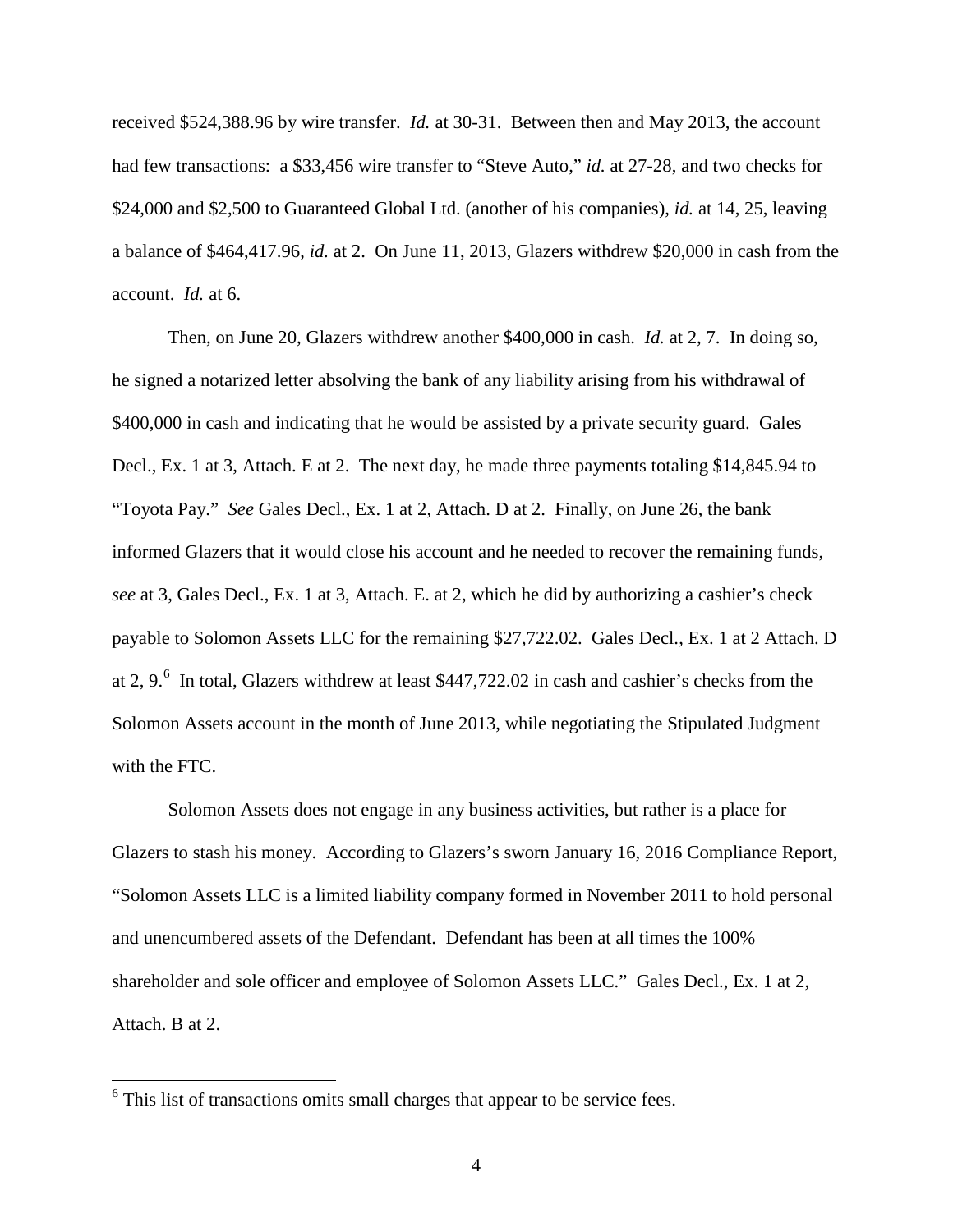received $524,388.96 by wire transfer. *Id.* at 30-31. Between then and May 2013, the account had few transactions: a $33,456 wire transfer to "Steve Auto," *id.* at 27-28, and two checks for $24,000 and $2,500 to Guaranteed Global Ltd. (another of his companies), *id.* at 14, 25, leaving a balance of $464,417.96, *id.* at 2. On June 11, 2013, Glazers withdrew $20,000 in cash from the account. *Id.* at 6.

Then, on June 20, Glazers withdrew another $400,000 in cash. *Id.* at 2, 7. In doing so, he signed a notarized letter absolving the bank of any liability arising from his withdrawal of $400,000 in cash and indicating that he would be assisted by a private security guard. Gales Decl., Ex. 1 at 3, Attach. E at 2. The next day, he made three payments totaling $14,845.94 to "Toyota Pay." *See* Gales Decl., Ex. 1 at 2, Attach. D at 2. Finally, on June 26, the bank informed Glazers that it would close his account and he needed to recover the remaining funds, *see* at 3, Gales Decl., Ex. 1 at 3, Attach. E. at 2, which he did by authorizing a cashier's check payable to Solomon Assets LLC for the remaining $27,722.02. Gales Decl., Ex. 1 at 2 Attach. D at 2, 9.[6] In total, Glazers withdrew at least $447,722.02 in cash and cashier's checks from the Solomon Assets account in the month of June 2013, while negotiating the Stipulated Judgment with the FTC.

Solomon Assets does not engage in any business activities, but rather is a place for Glazers to stash his money. According to Glazers's sworn January 16, 2016 Compliance Report, "Solomon Assets LLC is a limited liability company formed in November 2011 to hold personal and unencumbered assets of the Defendant. Defendant has been at all times the 100% shareholder and sole officer and employee of Solomon Assets LLC." Gales Decl., Ex. 1 at 2, Attach. B at 2.

---

[6] This list of transactions omits small charges that appear to be service fees.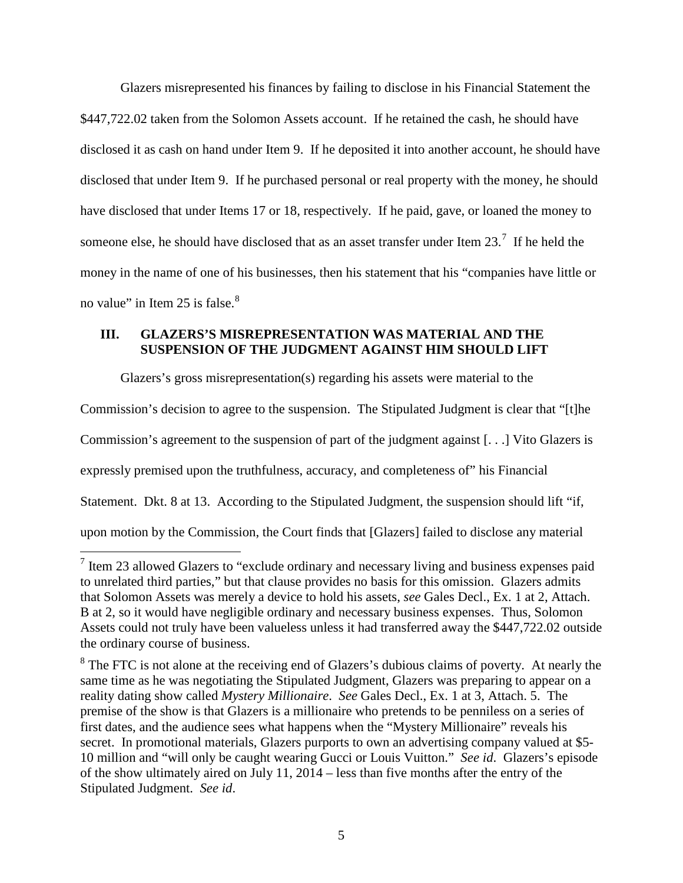Glazers misrepresented his finances by failing to disclose in his Financial Statement the $447,722.02 taken from the Solomon Assets account. If he retained the cash, he should have disclosed it as cash on hand under Item 9. If he deposited it into another account, he should have disclosed that under Item 9. If he purchased personal or real property with the money, he should have disclosed that under Items 17 or 18, respectively. If he paid, gave, or loaned the money to someone else, he should have disclosed that as an asset transfer under Item 23.[7] If he held the money in the name of one of his businesses, then his statement that his "companies have little or no value" in Item 25 is false.[8]

## III. GLAZERS'S MISREPRESENTATION WAS MATERIAL AND THE SUSPENSION OF THE JUDGMENT AGAINST HIM SHOULD LIFT

Glazers's gross misrepresentation(s) regarding his assets were material to the Commission's decision to agree to the suspension. The Stipulated Judgment is clear that "[t]he Commission's agreement to the suspension of part of the judgment against [. . .] Vito Glazers is expressly premised upon the truthfulness, accuracy, and completeness of" his Financial Statement. Dkt. 8 at 13. According to the Stipulated Judgment, the suspension should lift "if, upon motion by the Commission, the Court finds that [Glazers] failed to disclose any material

[7] Item 23 allowed Glazers to "exclude ordinary and necessary living and business expenses paid to unrelated third parties," but that clause provides no basis for this omission. Glazers admits that Solomon Assets was merely a device to hold his assets, *see* Gales Decl., Ex. 1 at 2, Attach. B at 2, so it would have negligible ordinary and necessary business expenses. Thus, Solomon Assets could not truly have been valueless unless it had transferred away the $447,722.02 outside the ordinary course of business.

[8] The FTC is not alone at the receiving end of Glazers's dubious claims of poverty. At nearly the same time as he was negotiating the Stipulated Judgment, Glazers was preparing to appear on a reality dating show called *Mystery Millionaire*. *See* Gales Decl., Ex. 1 at 3, Attach. 5. The premise of the show is that Glazers is a millionaire who pretends to be penniless on a series of first dates, and the audience sees what happens when the "Mystery Millionaire" reveals his secret. In promotional materials, Glazers purports to own an advertising company valued at $5-10 million and "will only be caught wearing Gucci or Louis Vuitton." *See id*. Glazers's episode of the show ultimately aired on July 11, 2014 – less than five months after the entry of the Stipulated Judgment. *See id*.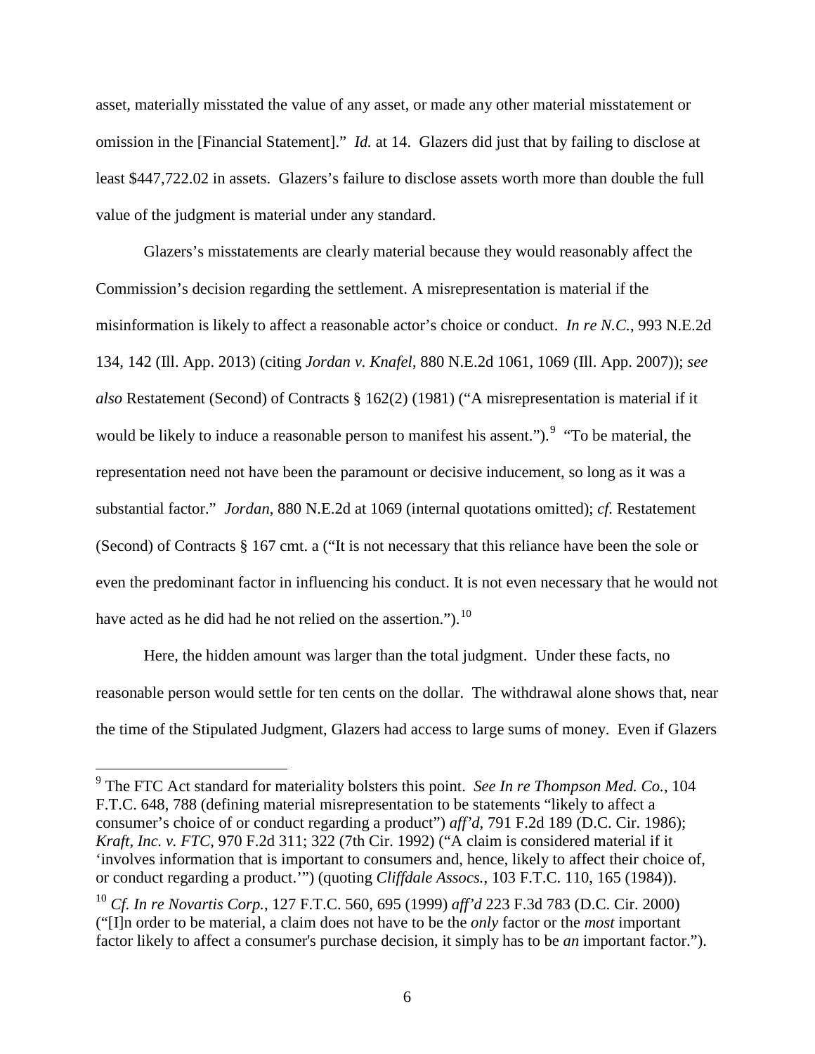asset, materially misstated the value of any asset, or made any other material misstatement or omission in the [Financial Statement]." *Id.* at 14. Glazers did just that by failing to disclose at least $447,722.02 in assets. Glazers's failure to disclose assets worth more than double the full value of the judgment is material under any standard.

Glazers's misstatements are clearly material because they would reasonably affect the Commission's decision regarding the settlement. A misrepresentation is material if the misinformation is likely to affect a reasonable actor's choice or conduct. *In re N.C.*, 993 N.E.2d 134, 142 (Ill. App. 2013) (citing *Jordan v. Knafel*, 880 N.E.2d 1061, 1069 (Ill. App. 2007)); *see also* Restatement (Second) of Contracts § 162(2) (1981) ("A misrepresentation is material if it would be likely to induce a reasonable person to manifest his assent.").[9] "To be material, the representation need not have been the paramount or decisive inducement, so long as it was a substantial factor." *Jordan*, 880 N.E.2d at 1069 (internal quotations omitted); *cf.* Restatement (Second) of Contracts § 167 cmt. a ("It is not necessary that this reliance have been the sole or even the predominant factor in influencing his conduct. It is not even necessary that he would not have acted as he did had he not relied on the assertion.").[10]

Here, the hidden amount was larger than the total judgment. Under these facts, no reasonable person would settle for ten cents on the dollar. The withdrawal alone shows that, near the time of the Stipulated Judgment, Glazers had access to large sums of money. Even if Glazers

---

[9] The FTC Act standard for materiality bolsters this point. *See In re Thompson Med. Co.*, 104 F.T.C. 648, 788 (defining material misrepresentation to be statements "likely to affect a consumer's choice of or conduct regarding a product") *aff'd*, 791 F.2d 189 (D.C. Cir. 1986); *Kraft, Inc. v. FTC*, 970 F.2d 311; 322 (7th Cir. 1992) ("A claim is considered material if it 'involves information that is important to consumers and, hence, likely to affect their choice of, or conduct regarding a product.'") (quoting *Cliffdale Assocs.*, 103 F.T.C. 110, 165 (1984)).

[10] *Cf. In re Novartis Corp.*, 127 F.T.C. 560, 695 (1999) *aff'd* 223 F.3d 783 (D.C. Cir. 2000) ("[I]n order to be material, a claim does not have to be the *only* factor or the *most* important factor likely to affect a consumer's purchase decision, it simply has to be *an* important factor.").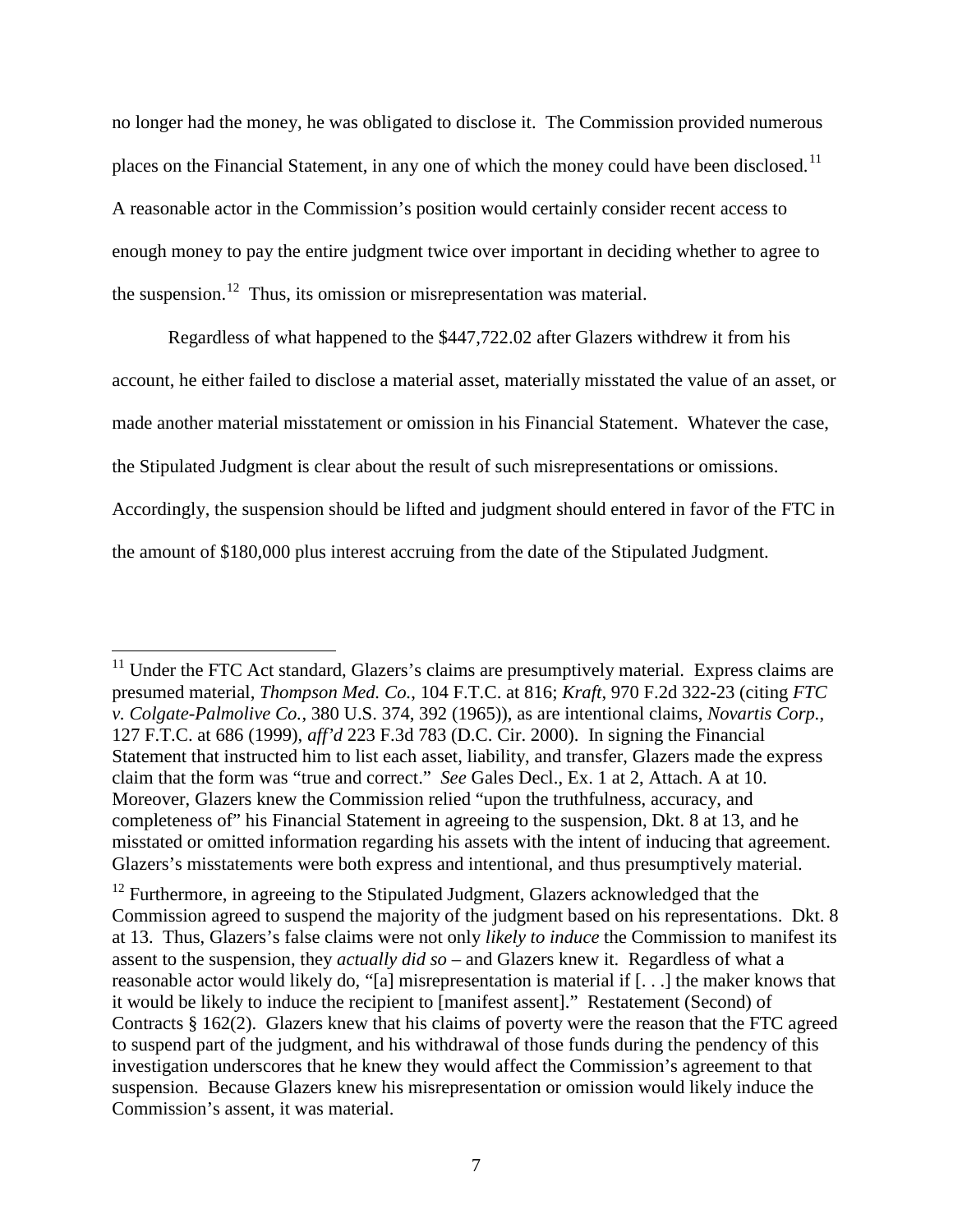no longer had the money, he was obligated to disclose it. The Commission provided numerous places on the Financial Statement, in any one of which the money could have been disclosed.[11] A reasonable actor in the Commission's position would certainly consider recent access to enough money to pay the entire judgment twice over important in deciding whether to agree to the suspension.[12] Thus, its omission or misrepresentation was material.

Regardless of what happened to the $447,722.02 after Glazers withdrew it from his account, he either failed to disclose a material asset, materially misstated the value of an asset, or made another material misstatement or omission in his Financial Statement. Whatever the case, the Stipulated Judgment is clear about the result of such misrepresentations or omissions. Accordingly, the suspension should be lifted and judgment should entered in favor of the FTC in the amount of $180,000 plus interest accruing from the date of the Stipulated Judgment.

---

[11] Under the FTC Act standard, Glazers's claims are presumptively material. Express claims are presumed material, *Thompson Med. Co.*, 104 F.T.C. at 816; *Kraft*, 970 F.2d 322-23 (citing *FTC v. Colgate-Palmolive Co.*, 380 U.S. 374, 392 (1965)), as are intentional claims, *Novartis Corp.*, 127 F.T.C. at 686 (1999), *aff'd* 223 F.3d 783 (D.C. Cir. 2000). In signing the Financial Statement that instructed him to list each asset, liability, and transfer, Glazers made the express claim that the form was "true and correct." *See* Gales Decl., Ex. 1 at 2, Attach. A at 10. Moreover, Glazers knew the Commission relied "upon the truthfulness, accuracy, and completeness of" his Financial Statement in agreeing to the suspension, Dkt. 8 at 13, and he misstated or omitted information regarding his assets with the intent of inducing that agreement. Glazers's misstatements were both express and intentional, and thus presumptively material.

[12] Furthermore, in agreeing to the Stipulated Judgment, Glazers acknowledged that the Commission agreed to suspend the majority of the judgment based on his representations. Dkt. 8 at 13. Thus, Glazers's false claims were not only *likely to induce* the Commission to manifest its assent to the suspension, they *actually did so* – and Glazers knew it. Regardless of what a reasonable actor would likely do, "[a] misrepresentation is material if [. . .] the maker knows that it would be likely to induce the recipient to [manifest assent]." Restatement (Second) of Contracts § 162(2). Glazers knew that his claims of poverty were the reason that the FTC agreed to suspend part of the judgment, and his withdrawal of those funds during the pendency of this investigation underscores that he knew they would affect the Commission's agreement to that suspension. Because Glazers knew his misrepresentation or omission would likely induce the Commission's assent, it was material.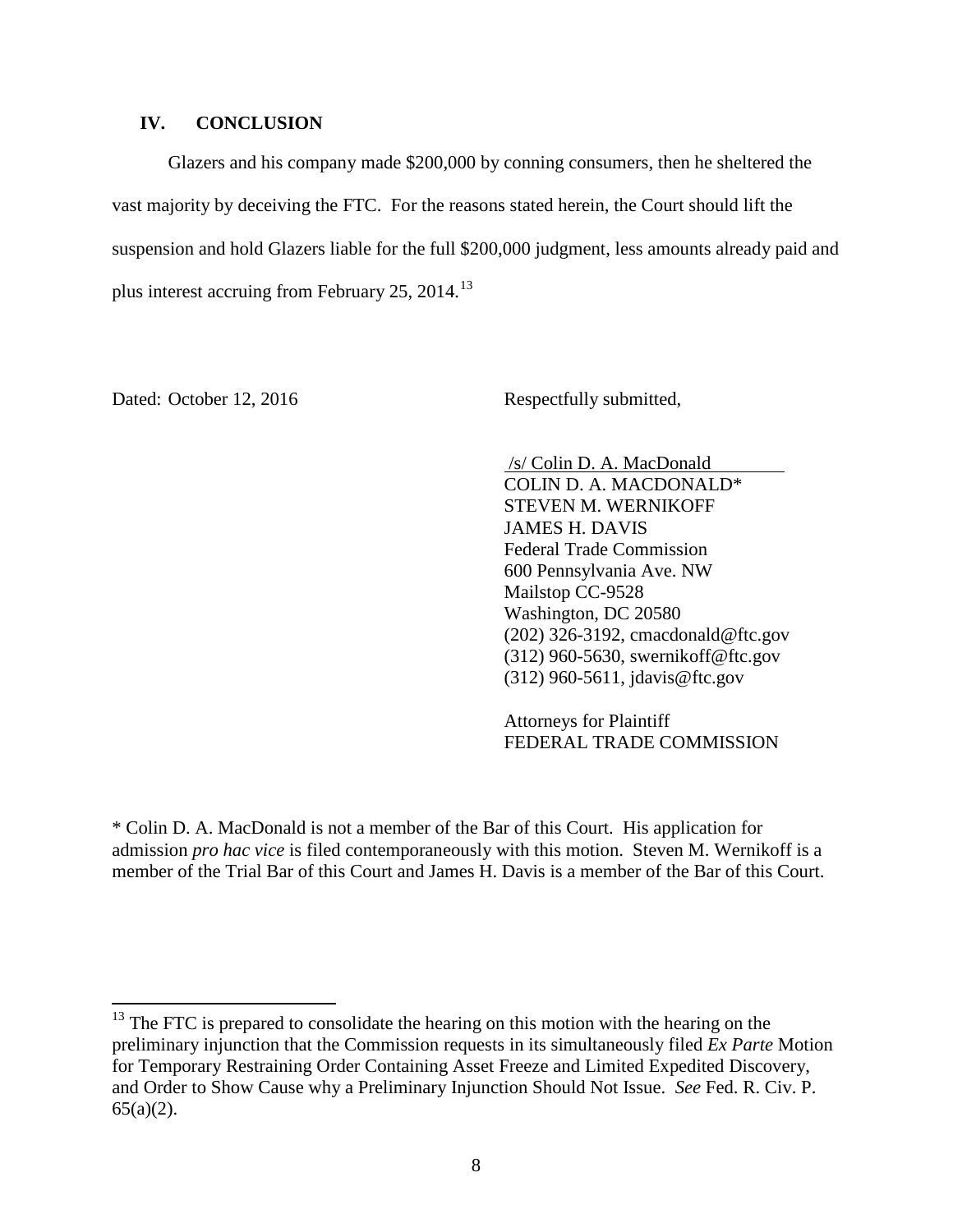## IV. CONCLUSION

Glazers and his company made $200,000 by conning consumers, then he sheltered the vast majority by deceiving the FTC. For the reasons stated herein, the Court should lift the suspension and hold Glazers liable for the full $200,000 judgment, less amounts already paid and plus interest accruing from February 25, 2014.[13]

Dated: October 12, 2016

Respectfully submitted,

/s/ Colin D. A. MacDonald
COLIN D. A. MACDONALD*
STEVEN M. WERNIKOFF
JAMES H. DAVIS
Federal Trade Commission
600 Pennsylvania Ave. NW
Mailstop CC-9528
Washington, DC 20580
(202) 326-3192, cmacdonald@ftc.gov
(312) 960-5630, swernikoff@ftc.gov
(312) 960-5611, jdavis@ftc.gov

Attorneys for Plaintiff
FEDERAL TRADE COMMISSION

* Colin D. A. MacDonald is not a member of the Bar of this Court. His application for admission *pro hac vice* is filed contemporaneously with this motion. Steven M. Wernikoff is a member of the Trial Bar of this Court and James H. Davis is a member of the Bar of this Court.

---

[13] The FTC is prepared to consolidate the hearing on this motion with the hearing on the preliminary injunction that the Commission requests in its simultaneously filed *Ex Parte* Motion for Temporary Restraining Order Containing Asset Freeze and Limited Expedited Discovery, and Order to Show Cause why a Preliminary Injunction Should Not Issue. *See* Fed. R. Civ. P. 65(a)(2).